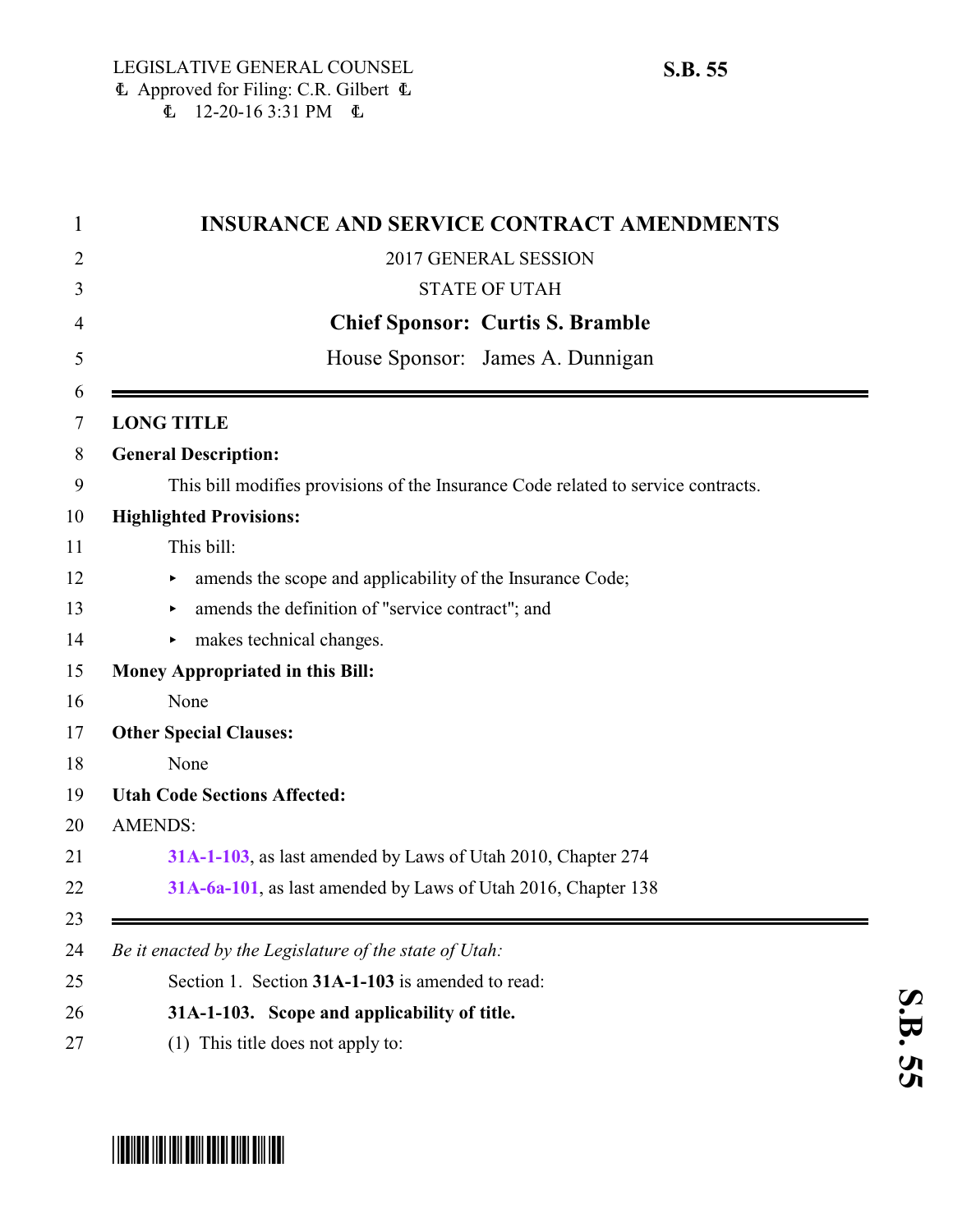LEGISLATIVE GENERAL COUNSEL
Approved for Filing: C.R. Gilbert
12-20-16 3:31 PM

**S.B. 55**

# INSURANCE AND SERVICE CONTRACT AMENDMENTS

2017 GENERAL SESSION

STATE OF UTAH

**Chief Sponsor: Curtis S. Bramble**

House Sponsor: James A. Dunnigan

---

**LONG TITLE**

**General Description:**

This bill modifies provisions of the Insurance Code related to service contracts.

**Highlighted Provisions:**

This bill:

- amends the scope and applicability of the Insurance Code;
- amends the definition of "service contract"; and
- makes technical changes.

**Money Appropriated in this Bill:**

None

**Other Special Clauses:**

None

**Utah Code Sections Affected:**

AMENDS:

**31A-1-103**, as last amended by Laws of Utah 2010, Chapter 274

**31A-6a-101**, as last amended by Laws of Utah 2016, Chapter 138

---

*Be it enacted by the Legislature of the state of Utah:*

Section 1. Section **31A-1-103** is amended to read:

**31A-1-103. Scope and applicability of title.**

(1) This title does not apply to: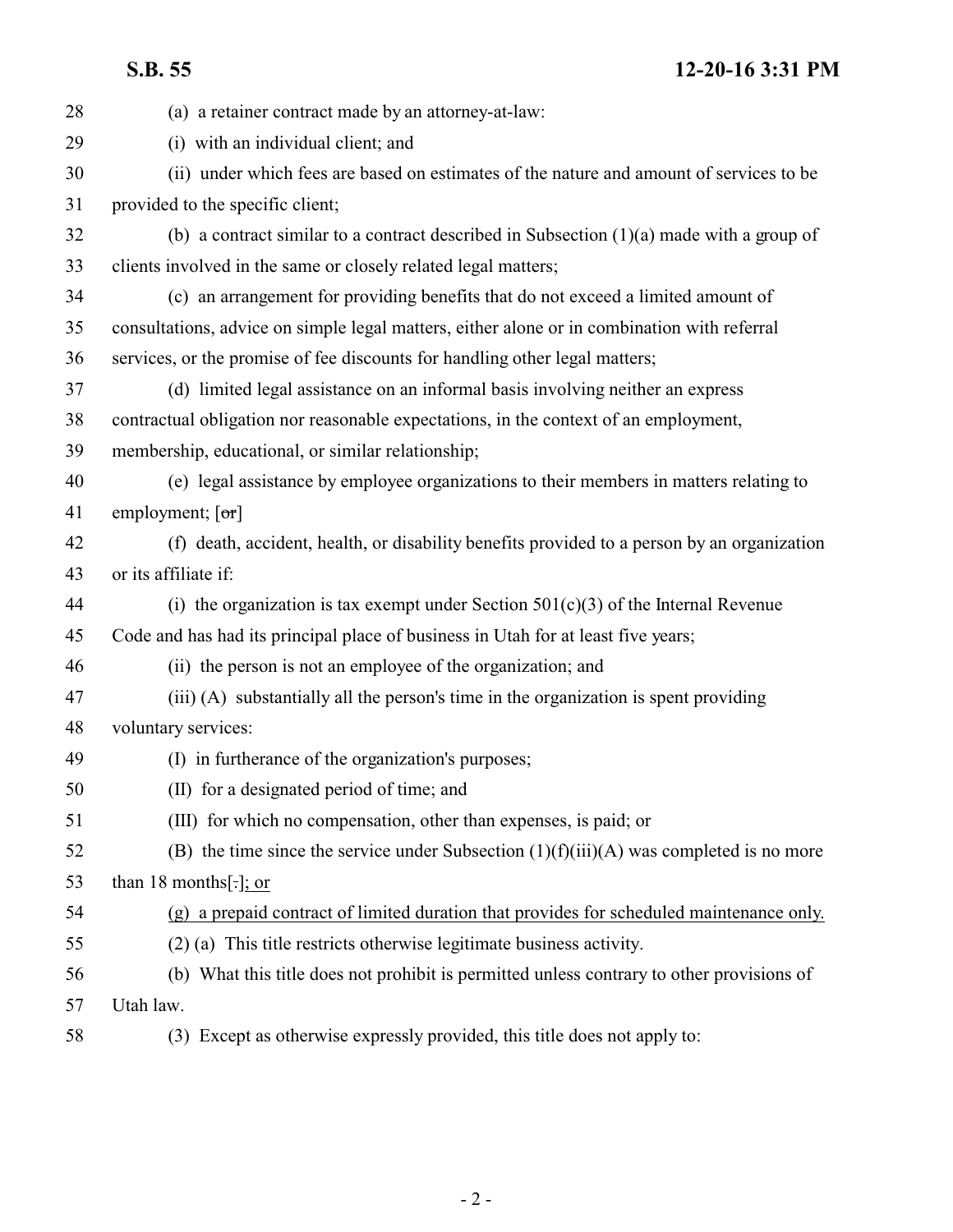(a) a retainer contract made by an attorney-at-law:

(i) with an individual client; and

(ii) under which fees are based on estimates of the nature and amount of services to be provided to the specific client;

(b) a contract similar to a contract described in Subsection (1)(a) made with a group of clients involved in the same or closely related legal matters;

(c) an arrangement for providing benefits that do not exceed a limited amount of consultations, advice on simple legal matters, either alone or in combination with referral services, or the promise of fee discounts for handling other legal matters;

(d) limited legal assistance on an informal basis involving neither an express contractual obligation nor reasonable expectations, in the context of an employment, membership, educational, or similar relationship;

(e) legal assistance by employee organizations to their members in matters relating to employment; [~~or~~]

(f) death, accident, health, or disability benefits provided to a person by an organization or its affiliate if:

(i) the organization is tax exempt under Section 501(c)(3) of the Internal Revenue Code and has had its principal place of business in Utah for at least five years;

(ii) the person is not an employee of the organization; and

(iii) (A) substantially all the person's time in the organization is spent providing voluntary services:

(I) in furtherance of the organization's purposes;

(II) for a designated period of time; and

(III) for which no compensation, other than expenses, is paid; or

(B) the time since the service under Subsection (1)(f)(iii)(A) was completed is no more than 18 months[~~.~~]<u>; or</u>

<u>(g) a prepaid contract of limited duration that provides for scheduled maintenance only.</u>

(2) (a) This title restricts otherwise legitimate business activity.

(b) What this title does not prohibit is permitted unless contrary to other provisions of Utah law.

(3) Except as otherwise expressly provided, this title does not apply to: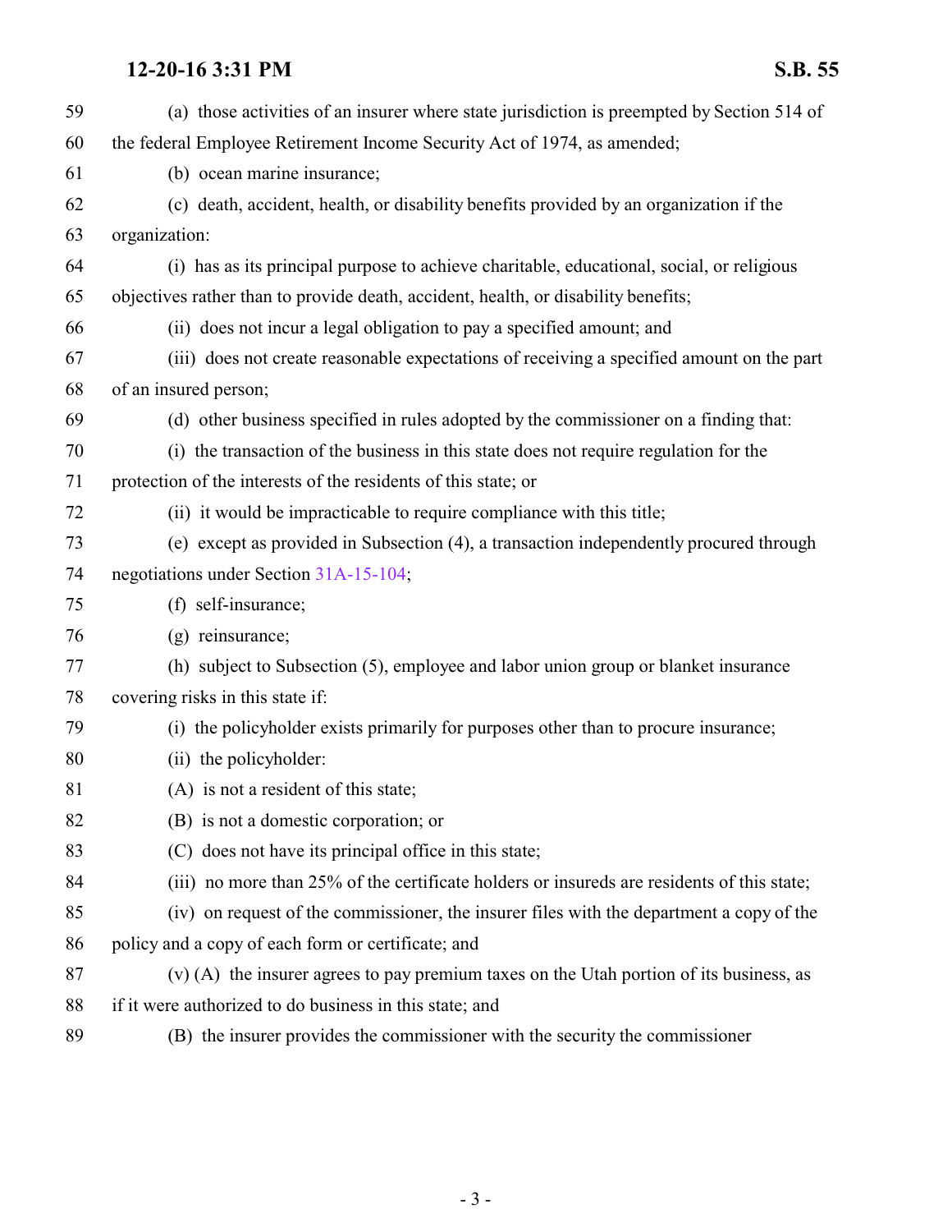(a) those activities of an insurer where state jurisdiction is preempted by Section 514 of the federal Employee Retirement Income Security Act of 1974, as amended;

(b) ocean marine insurance;

(c) death, accident, health, or disability benefits provided by an organization if the organization:

(i) has as its principal purpose to achieve charitable, educational, social, or religious objectives rather than to provide death, accident, health, or disability benefits;

(ii) does not incur a legal obligation to pay a specified amount; and

(iii) does not create reasonable expectations of receiving a specified amount on the part of an insured person;

(d) other business specified in rules adopted by the commissioner on a finding that:

(i) the transaction of the business in this state does not require regulation for the protection of the interests of the residents of this state; or

(ii) it would be impracticable to require compliance with this title;

(e) except as provided in Subsection (4), a transaction independently procured through negotiations under Section 31A-15-104;

(f) self-insurance;

(g) reinsurance;

(h) subject to Subsection (5), employee and labor union group or blanket insurance covering risks in this state if:

(i) the policyholder exists primarily for purposes other than to procure insurance;

(ii) the policyholder:

(A) is not a resident of this state;

(B) is not a domestic corporation; or

(C) does not have its principal office in this state;

(iii) no more than 25% of the certificate holders or insureds are residents of this state;

(iv) on request of the commissioner, the insurer files with the department a copy of the policy and a copy of each form or certificate; and

(v) (A) the insurer agrees to pay premium taxes on the Utah portion of its business, as if it were authorized to do business in this state; and

(B) the insurer provides the commissioner with the security the commissioner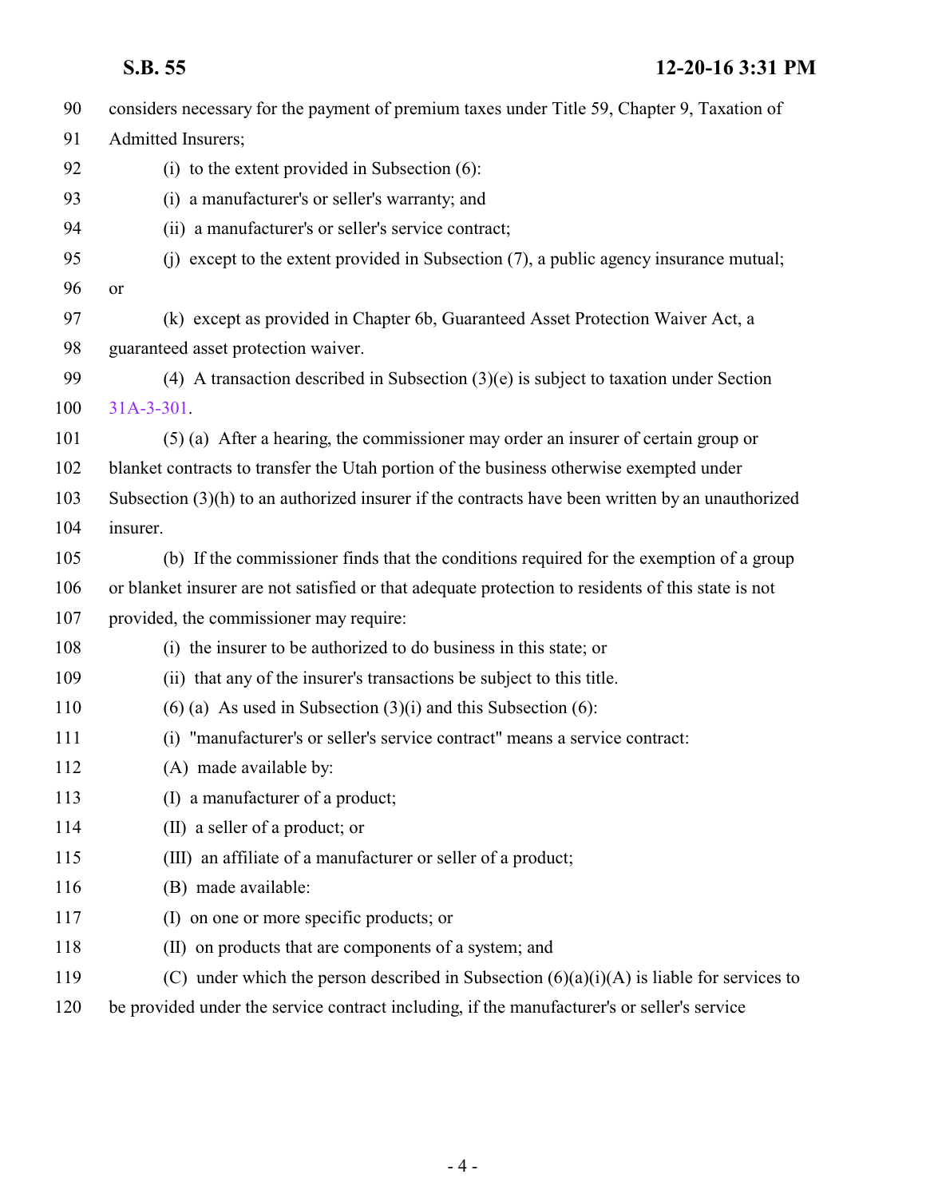considers necessary for the payment of premium taxes under Title 59, Chapter 9, Taxation of Admitted Insurers;

(i) to the extent provided in Subsection (6):

(i) a manufacturer's or seller's warranty; and

(ii) a manufacturer's or seller's service contract;

(j) except to the extent provided in Subsection (7), a public agency insurance mutual; or

(k) except as provided in Chapter 6b, Guaranteed Asset Protection Waiver Act, a guaranteed asset protection waiver.

(4) A transaction described in Subsection (3)(e) is subject to taxation under Section 31A-3-301.

(5) (a) After a hearing, the commissioner may order an insurer of certain group or blanket contracts to transfer the Utah portion of the business otherwise exempted under Subsection (3)(h) to an authorized insurer if the contracts have been written by an unauthorized insurer.

(b) If the commissioner finds that the conditions required for the exemption of a group or blanket insurer are not satisfied or that adequate protection to residents of this state is not provided, the commissioner may require:

(i) the insurer to be authorized to do business in this state; or

(ii) that any of the insurer's transactions be subject to this title.

(6) (a) As used in Subsection (3)(i) and this Subsection (6):

(i) "manufacturer's or seller's service contract" means a service contract:

(A) made available by:

(I) a manufacturer of a product;

(II) a seller of a product; or

(III) an affiliate of a manufacturer or seller of a product;

(B) made available:

(I) on one or more specific products; or

(II) on products that are components of a system; and

(C) under which the person described in Subsection (6)(a)(i)(A) is liable for services to be provided under the service contract including, if the manufacturer's or seller's service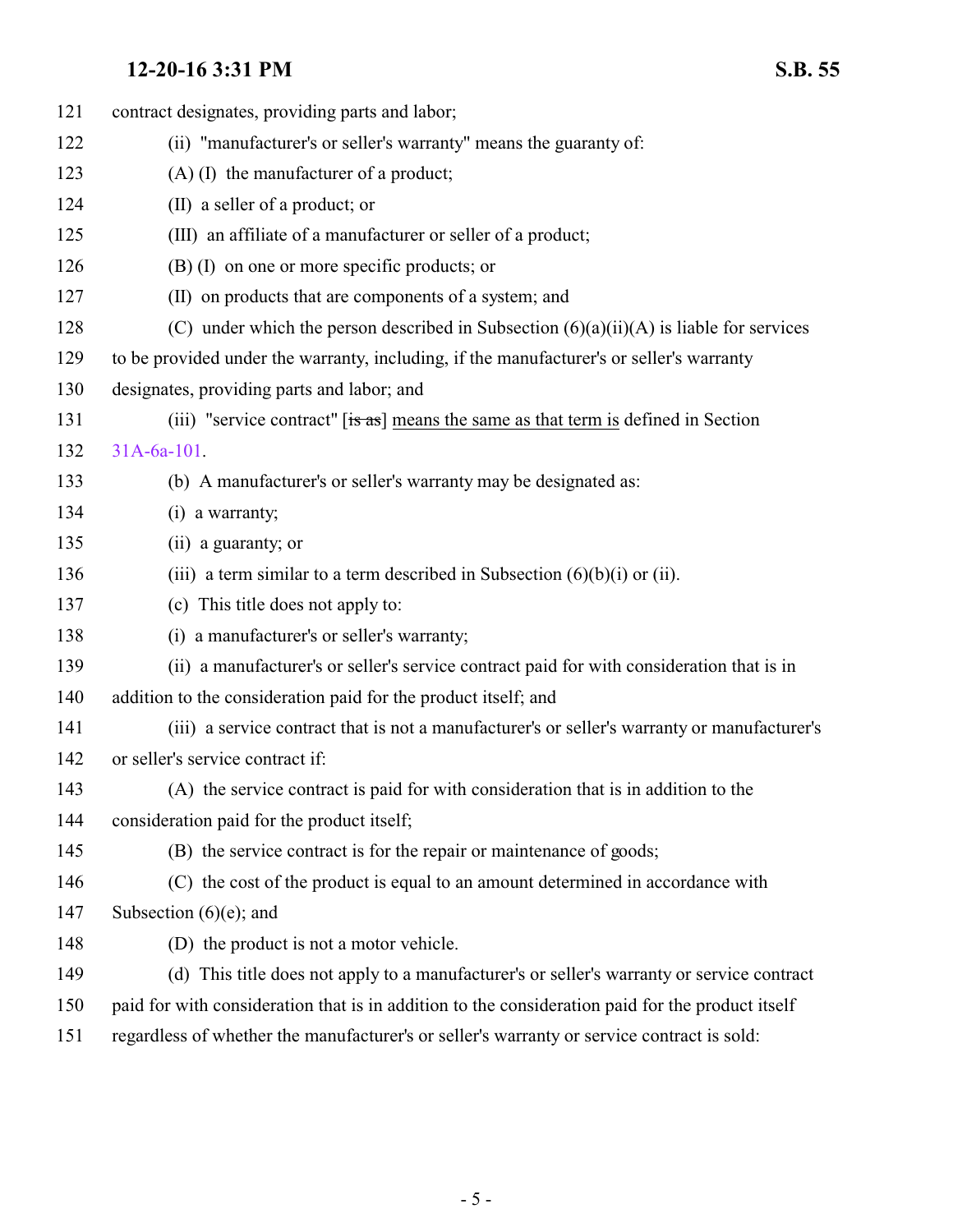contract designates, providing parts and labor;

(ii) "manufacturer's or seller's warranty" means the guaranty of:

(A) (I) the manufacturer of a product;

(II) a seller of a product; or

(III) an affiliate of a manufacturer or seller of a product;

(B) (I) on one or more specific products; or

(II) on products that are components of a system; and

(C) under which the person described in Subsection (6)(a)(ii)(A) is liable for services to be provided under the warranty, including, if the manufacturer's or seller's warranty designates, providing parts and labor; and

(iii) "service contract" [~~is as~~] <u>means the same as that term is</u> defined in Section 31A-6a-101.

(b) A manufacturer's or seller's warranty may be designated as:

(i) a warranty;

(ii) a guaranty; or

(iii) a term similar to a term described in Subsection (6)(b)(i) or (ii).

(c) This title does not apply to:

(i) a manufacturer's or seller's warranty;

(ii) a manufacturer's or seller's service contract paid for with consideration that is in addition to the consideration paid for the product itself; and

(iii) a service contract that is not a manufacturer's or seller's warranty or manufacturer's or seller's service contract if:

(A) the service contract is paid for with consideration that is in addition to the consideration paid for the product itself;

(B) the service contract is for the repair or maintenance of goods;

(C) the cost of the product is equal to an amount determined in accordance with Subsection (6)(e); and

(D) the product is not a motor vehicle.

(d) This title does not apply to a manufacturer's or seller's warranty or service contract paid for with consideration that is in addition to the consideration paid for the product itself regardless of whether the manufacturer's or seller's warranty or service contract is sold: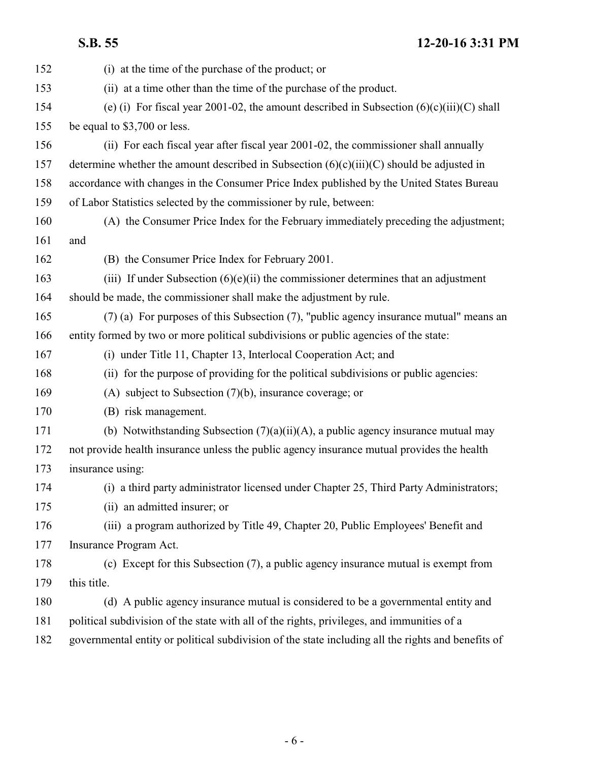(i) at the time of the purchase of the product; or

(ii) at a time other than the time of the purchase of the product.

(e) (i) For fiscal year 2001-02, the amount described in Subsection (6)(c)(iii)(C) shall be equal to $3,700 or less.

(ii) For each fiscal year after fiscal year 2001-02, the commissioner shall annually determine whether the amount described in Subsection (6)(c)(iii)(C) should be adjusted in accordance with changes in the Consumer Price Index published by the United States Bureau of Labor Statistics selected by the commissioner by rule, between:

(A) the Consumer Price Index for the February immediately preceding the adjustment; and

(B) the Consumer Price Index for February 2001.

(iii) If under Subsection (6)(e)(ii) the commissioner determines that an adjustment should be made, the commissioner shall make the adjustment by rule.

(7) (a) For purposes of this Subsection (7), "public agency insurance mutual" means an entity formed by two or more political subdivisions or public agencies of the state:

(i) under Title 11, Chapter 13, Interlocal Cooperation Act; and

(ii) for the purpose of providing for the political subdivisions or public agencies:

(A) subject to Subsection (7)(b), insurance coverage; or

(B) risk management.

(b) Notwithstanding Subsection (7)(a)(ii)(A), a public agency insurance mutual may not provide health insurance unless the public agency insurance mutual provides the health insurance using:

(i) a third party administrator licensed under Chapter 25, Third Party Administrators;

(ii) an admitted insurer; or

(iii) a program authorized by Title 49, Chapter 20, Public Employees' Benefit and Insurance Program Act.

(c) Except for this Subsection (7), a public agency insurance mutual is exempt from this title.

(d) A public agency insurance mutual is considered to be a governmental entity and political subdivision of the state with all of the rights, privileges, and immunities of a governmental entity or political subdivision of the state including all the rights and benefits of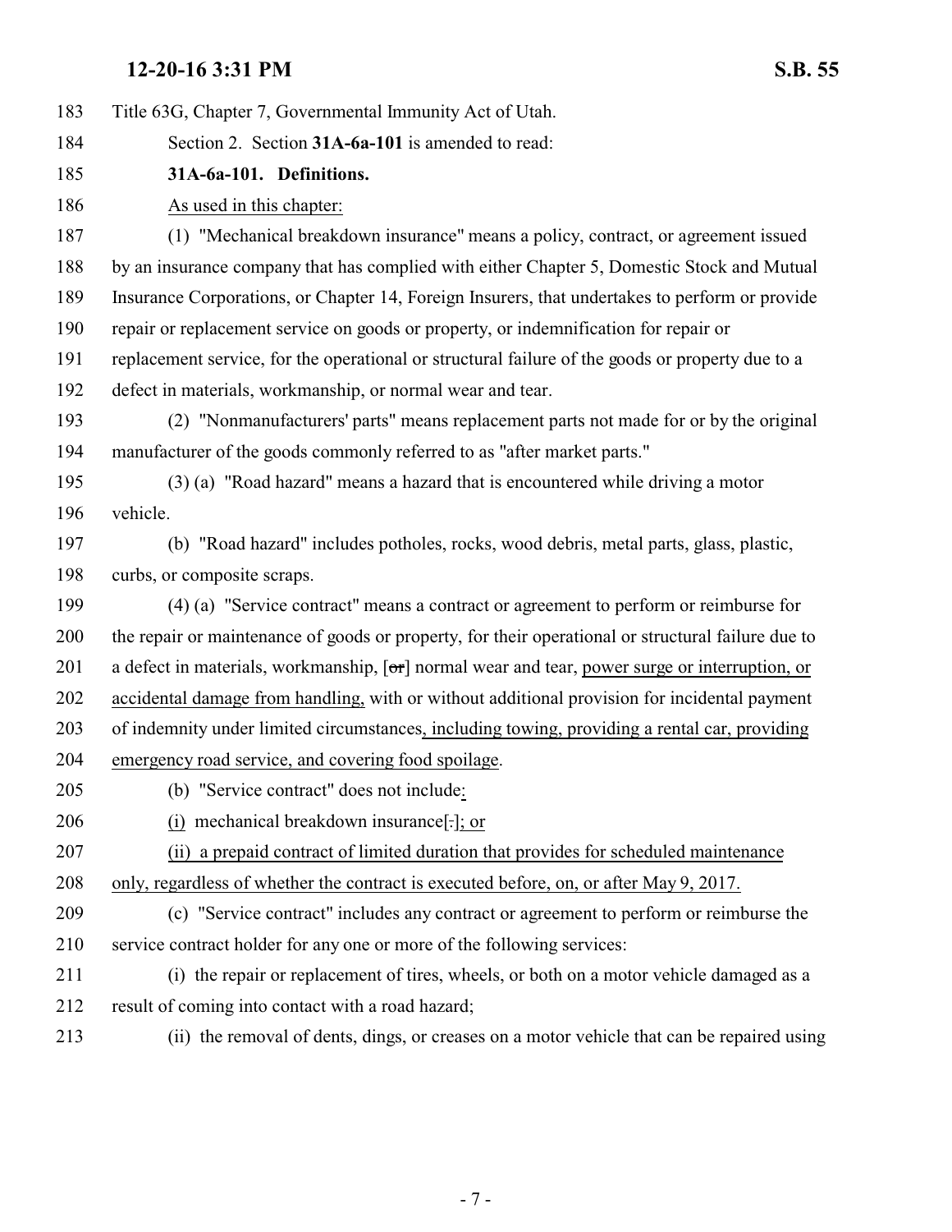Title 63G, Chapter 7, Governmental Immunity Act of Utah.

Section 2. Section **31A-6a-101** is amended to read:

**31A-6a-101. Definitions.**

As used in this chapter:

(1) "Mechanical breakdown insurance" means a policy, contract, or agreement issued by an insurance company that has complied with either Chapter 5, Domestic Stock and Mutual Insurance Corporations, or Chapter 14, Foreign Insurers, that undertakes to perform or provide repair or replacement service on goods or property, or indemnification for repair or replacement service, for the operational or structural failure of the goods or property due to a defect in materials, workmanship, or normal wear and tear.

(2) "Nonmanufacturers' parts" means replacement parts not made for or by the original manufacturer of the goods commonly referred to as "after market parts."

(3) (a) "Road hazard" means a hazard that is encountered while driving a motor vehicle.

(b) "Road hazard" includes potholes, rocks, wood debris, metal parts, glass, plastic, curbs, or composite scraps.

(4) (a) "Service contract" means a contract or agreement to perform or reimburse for the repair or maintenance of goods or property, for their operational or structural failure due to a defect in materials, workmanship, [~~or~~] normal wear and tear, power surge or interruption, or accidental damage from handling, with or without additional provision for incidental payment of indemnity under limited circumstances, including towing, providing a rental car, providing emergency road service, and covering food spoilage.

(b) "Service contract" does not include:

(i) mechanical breakdown insurance[.]; or

(ii) a prepaid contract of limited duration that provides for scheduled maintenance only, regardless of whether the contract is executed before, on, or after May 9, 2017.

(c) "Service contract" includes any contract or agreement to perform or reimburse the service contract holder for any one or more of the following services:

(i) the repair or replacement of tires, wheels, or both on a motor vehicle damaged as a result of coming into contact with a road hazard;

(ii) the removal of dents, dings, or creases on a motor vehicle that can be repaired using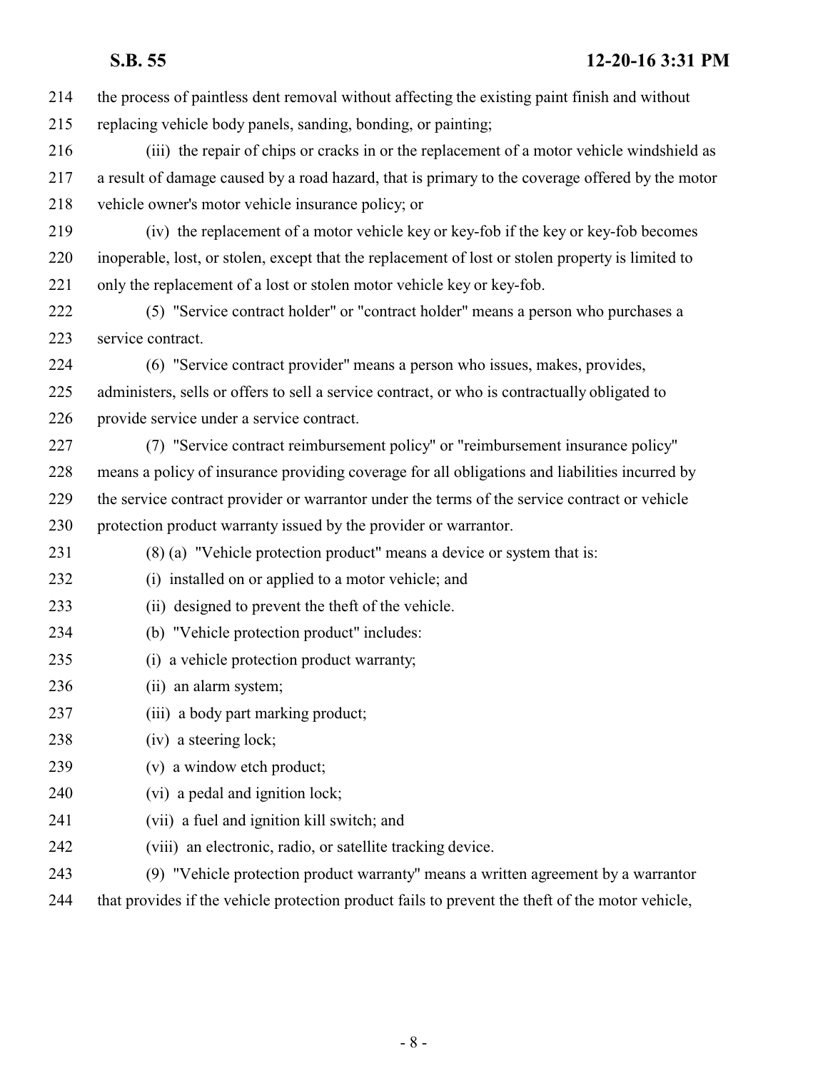the process of paintless dent removal without affecting the existing paint finish and without replacing vehicle body panels, sanding, bonding, or painting;

(iii) the repair of chips or cracks in or the replacement of a motor vehicle windshield as a result of damage caused by a road hazard, that is primary to the coverage offered by the motor vehicle owner's motor vehicle insurance policy; or

(iv) the replacement of a motor vehicle key or key-fob if the key or key-fob becomes inoperable, lost, or stolen, except that the replacement of lost or stolen property is limited to only the replacement of a lost or stolen motor vehicle key or key-fob.

(5) "Service contract holder" or "contract holder" means a person who purchases a service contract.

(6) "Service contract provider" means a person who issues, makes, provides, administers, sells or offers to sell a service contract, or who is contractually obligated to provide service under a service contract.

(7) "Service contract reimbursement policy" or "reimbursement insurance policy" means a policy of insurance providing coverage for all obligations and liabilities incurred by the service contract provider or warrantor under the terms of the service contract or vehicle protection product warranty issued by the provider or warrantor.

(8) (a) "Vehicle protection product" means a device or system that is:

(i) installed on or applied to a motor vehicle; and

(ii) designed to prevent the theft of the vehicle.

(b) "Vehicle protection product" includes:

(i) a vehicle protection product warranty;

(ii) an alarm system;

(iii) a body part marking product;

(iv) a steering lock;

(v) a window etch product;

(vi) a pedal and ignition lock;

(vii) a fuel and ignition kill switch; and

(viii) an electronic, radio, or satellite tracking device.

(9) "Vehicle protection product warranty" means a written agreement by a warrantor that provides if the vehicle protection product fails to prevent the theft of the motor vehicle,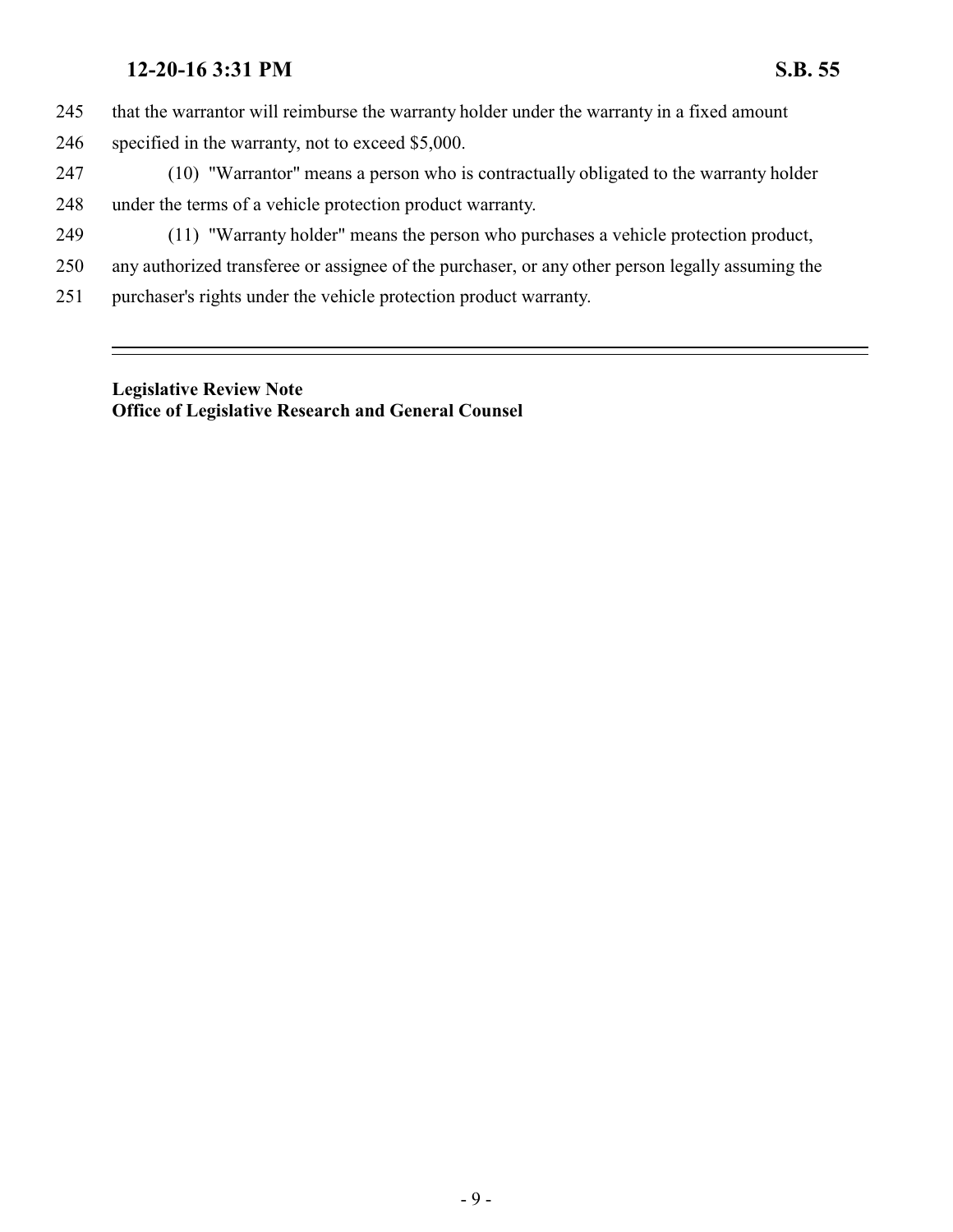that the warrantor will reimburse the warranty holder under the warranty in a fixed amount specified in the warranty, not to exceed $5,000.

(10) "Warrantor" means a person who is contractually obligated to the warranty holder under the terms of a vehicle protection product warranty.

(11) "Warranty holder" means the person who purchases a vehicle protection product, any authorized transferee or assignee of the purchaser, or any other person legally assuming the purchaser's rights under the vehicle protection product warranty.

---

**Legislative Review Note**
**Office of Legislative Research and General Counsel**